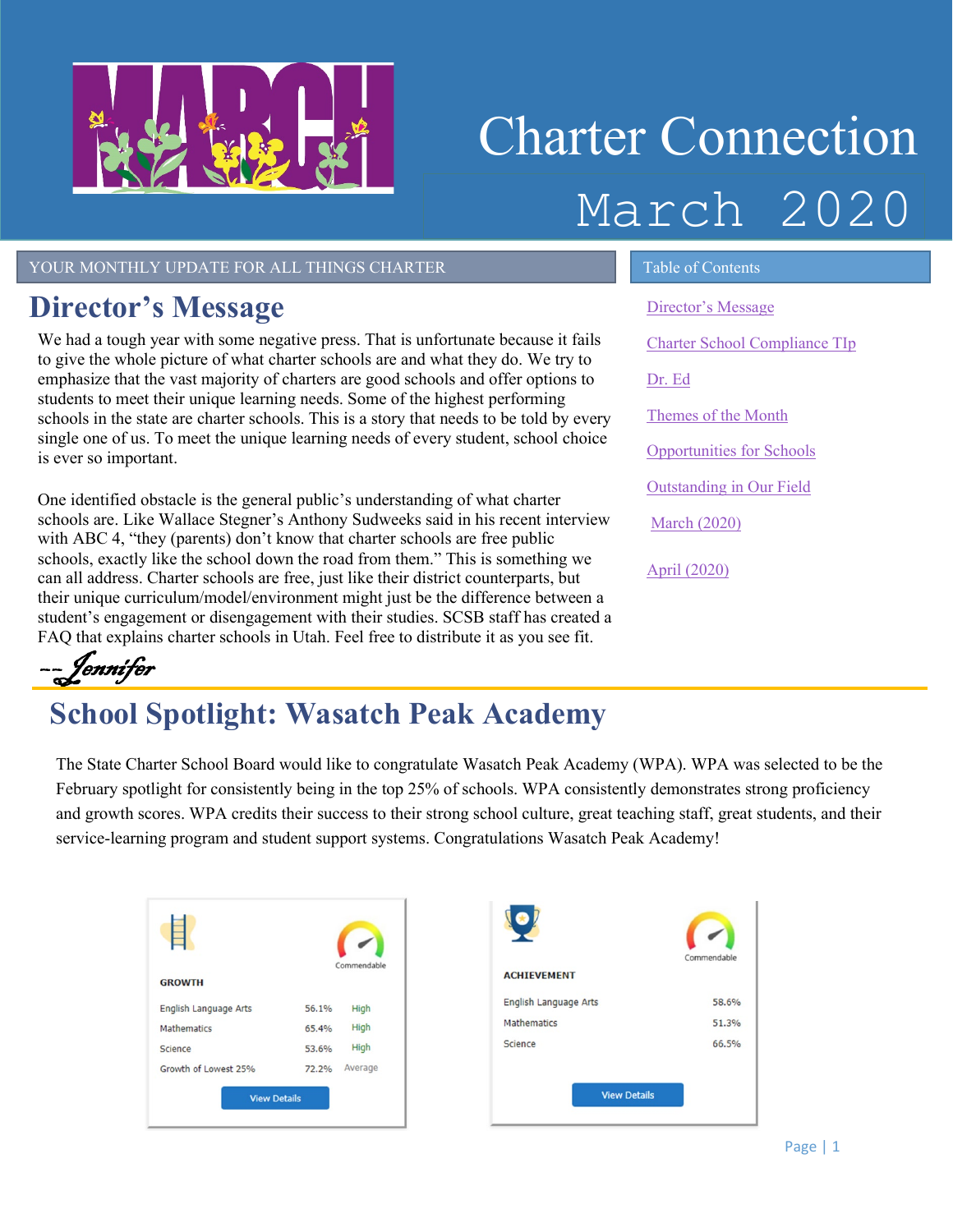# Charter Connection

March 2020

YOUR MONTHLY UPDATE FOR ALL THINGS CHARTER

## Table of Contents

- Director's Message
- Charter School Compliance TIp
- Dr. Ed
- Themes of the Month
- Opportunities for Schools
- Outstanding in Our Field
- March (2020)
- April (2020)

## Director's Message

We had a tough year with some negative press. That is unfortunate because it fails to give the whole picture of what charter schools are and what they do. We try to emphasize that the vast majority of charters are good schools and offer options to students to meet their unique learning needs. Some of the highest performing schools in the state are charter schools. This is a story that needs to be told by every single one of us. To meet the unique learning needs of every student, school choice is ever so important.

One identified obstacle is the general public's understanding of what charter schools are. Like Wallace Stegner's Anthony Sudweeks said in his recent interview with ABC 4, "they (parents) don't know that charter schools are free public schools, exactly like the school down the road from them." This is something we can all address. Charter schools are free, just like their district counterparts, but their unique curriculum/model/environment might just be the difference between a student's engagement or disengagement with their studies. SCSB staff has created a FAQ that explains charter schools in Utah. Feel free to distribute it as you see fit.

--*Jennifer*

## School Spotlight: Wasatch Peak Academy

The State Charter School Board would like to congratulate Wasatch Peak Academy (WPA). WPA was selected to be the February spotlight for consistently being in the top 25% of schools. WPA consistently demonstrates strong proficiency and growth scores. WPA credits their success to their strong school culture, great teaching staff, great students, and their service-learning program and student support systems. Congratulations Wasatch Peak Academy!

**GROWTH** — Commendable

| | | |
|---|---|---|
| English Language Arts | 56.1% | High |
| Mathematics | 65.4% | High |
| Science | 53.6% | High |
| Growth of Lowest 25% | 72.2% | Average |

View Details

**ACHIEVEMENT** — Commendable

| | |
|---|---|
| English Language Arts | 58.6% |
| Mathematics | 51.3% |
| Science | 66.5% |

View Details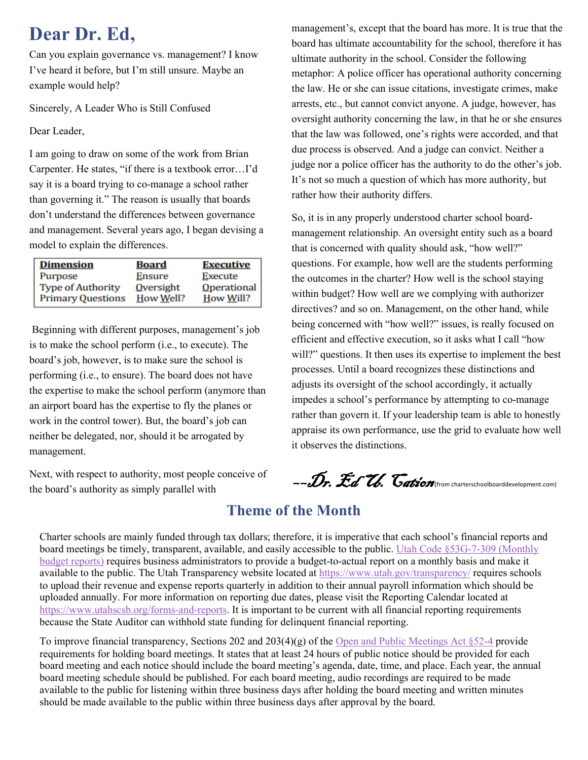## Dear Dr. Ed,

Can you explain governance vs. management? I know I've heard it before, but I'm still unsure. Maybe an example would help?

Sincerely, A Leader Who is Still Confused

Dear Leader,

I am going to draw on some of the work from Brian Carpenter. He states, "if there is a textbook error…I'd say it is a board trying to co-manage a school rather than governing it." The reason is usually that boards don't understand the differences between governance and management. Several years ago, I began devising a model to explain the differences.

| Dimension | Board | Executive |
|---|---|---|
| Purpose | Ensure | Execute |
| Type of Authority | Oversight | Operational |
| Primary Questions | How Well? | How Will? |

Beginning with different purposes, management's job is to make the school perform (i.e., to execute). The board's job, however, is to make sure the school is performing (i.e., to ensure). The board does not have the expertise to make the school perform (anymore than an airport board has the expertise to fly the planes or work in the control tower). But, the board's job can neither be delegated, nor, should it be arrogated by management.

Next, with respect to authority, most people conceive of the board's authority as simply parallel with management's, except that the board has more. It is true that the board has ultimate accountability for the school, therefore it has ultimate authority in the school. Consider the following metaphor: A police officer has operational authority concerning the law. He or she can issue citations, investigate crimes, make arrests, etc., but cannot convict anyone. A judge, however, has oversight authority concerning the law, in that he or she ensures that the law was followed, one's rights were accorded, and that due process is observed. And a judge can convict. Neither a judge nor a police officer has the authority to do the other's job. It's not so much a question of which has more authority, but rather how their authority differs.

So, it is in any properly understood charter school board-management relationship. An oversight entity such as a board that is concerned with quality should ask, "how well?" questions. For example, how well are the students performing the outcomes in the charter? How well is the school staying within budget? How well are we complying with authorizer directives? and so on. Management, on the other hand, while being concerned with "how well?" issues, is really focused on efficient and effective execution, so it asks what I call "how will?" questions. It then uses its expertise to implement the best processes. Until a board recognizes these distinctions and adjusts its oversight of the school accordingly, it actually impedes a school's performance by attempting to co-manage rather than govern it. If your leadership team is able to honestly appraise its own performance, use the grid to evaluate how well it observes the distinctions.

*--Dr. Ed U. Cation* (from charterschoolboarddevelopment.com)

## Theme of the Month

Charter schools are mainly funded through tax dollars; therefore, it is imperative that each school's financial reports and board meetings be timely, transparent, available, and easily accessible to the public. Utah Code §53G-7-309 (Monthly budget reports) requires business administrators to provide a budget-to-actual report on a monthly basis and make it available to the public. The Utah Transparency website located at https://www.utah.gov/transparency/ requires schools to upload their revenue and expense reports quarterly in addition to their annual payroll information which should be uploaded annually. For more information on reporting due dates, please visit the Reporting Calendar located at https://www.utahscsb.org/forms-and-reports. It is important to be current with all financial reporting requirements because the State Auditor can withhold state funding for delinquent financial reporting.

To improve financial transparency, Sections 202 and 203(4)(g) of the Open and Public Meetings Act §52-4 provide requirements for holding board meetings. It states that at least 24 hours of public notice should be provided for each board meeting and each notice should include the board meeting's agenda, date, time, and place. Each year, the annual board meeting schedule should be published. For each board meeting, audio recordings are required to be made available to the public for listening within three business days after holding the board meeting and written minutes should be made available to the public within three business days after approval by the board.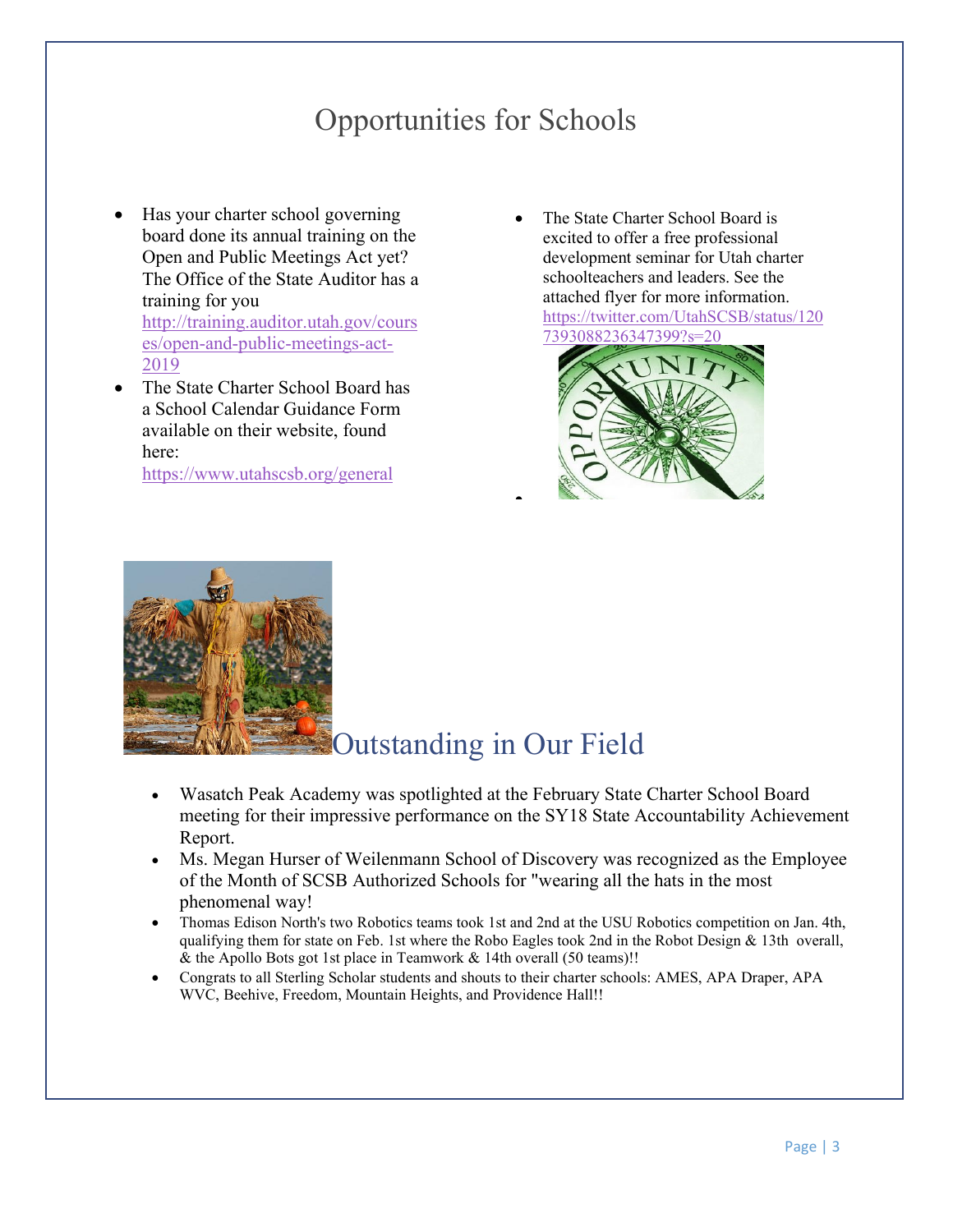# Opportunities for Schools

- Has your charter school governing board done its annual training on the Open and Public Meetings Act yet? The Office of the State Auditor has a training for you http://training.auditor.utah.gov/courses/open-and-public-meetings-act-2019
- The State Charter School Board has a School Calendar Guidance Form available on their website, found here: https://www.utahscsb.org/general
- The State Charter School Board is excited to offer a free professional development seminar for Utah charter schoolteachers and leaders. See the attached flyer for more information. https://twitter.com/UtahSCSB/status/1207393088236347399?s=20

# Outstanding in Our Field

- Wasatch Peak Academy was spotlighted at the February State Charter School Board meeting for their impressive performance on the SY18 State Accountability Achievement Report.
- Ms. Megan Hurser of Weilenmann School of Discovery was recognized as the Employee of the Month of SCSB Authorized Schools for "wearing all the hats in the most phenomenal way!
- Thomas Edison North's two Robotics teams took 1st and 2nd at the USU Robotics competition on Jan. 4th, qualifying them for state on Feb. 1st where the Robo Eagles took 2nd in the Robot Design & 13th overall, & the Apollo Bots got 1st place in Teamwork & 14th overall (50 teams)!!
- Congrats to all Sterling Scholar students and shouts to their charter schools: AMES, APA Draper, APA WVC, Beehive, Freedom, Mountain Heights, and Providence Hall!!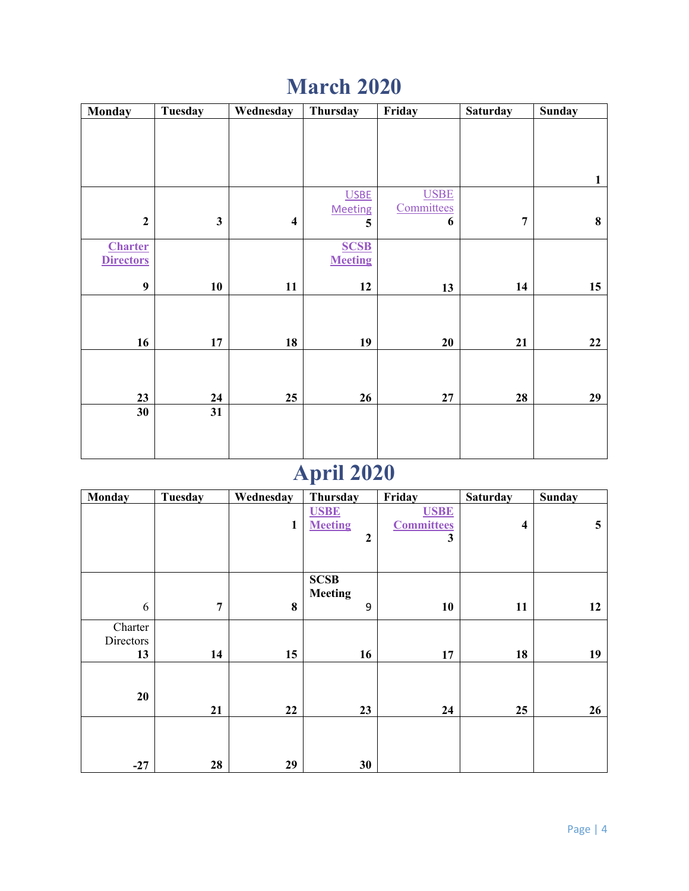# March 2020

| Monday | Tuesday | Wednesday | Thursday | Friday | Saturday | Sunday |
|---|---|---|---|---|---|---|
| | | | | | | 1 |
| 2 | 3 | 4 | USBE Meeting 5 | USBE Committees 6 | 7 | 8 |
| **Charter Directors** 9 | 10 | 11 | **SCSB Meeting** 12 | 13 | 14 | 15 |
| 16 | 17 | 18 | 19 | 20 | 21 | 22 |
| 23 | 24 | 25 | 26 | 27 | 28 | 29 |
| 30 | 31 | | | | | |

# April 2020

| Monday | Tuesday | Wednesday | Thursday | Friday | Saturday | Sunday |
|---|---|---|---|---|---|---|
| | | 1 | **USBE Meeting** 2 | **USBE Committees** 3 | 4 | 5 |
| 6 | 7 | 8 | **SCSB Meeting** 9 | 10 | 11 | 12 |
| Charter Directors 13 | 14 | 15 | 16 | 17 | 18 | 19 |
| 20 | 21 | 22 | 23 | 24 | 25 | 26 |
| -27 | 28 | 29 | 30 | | | |